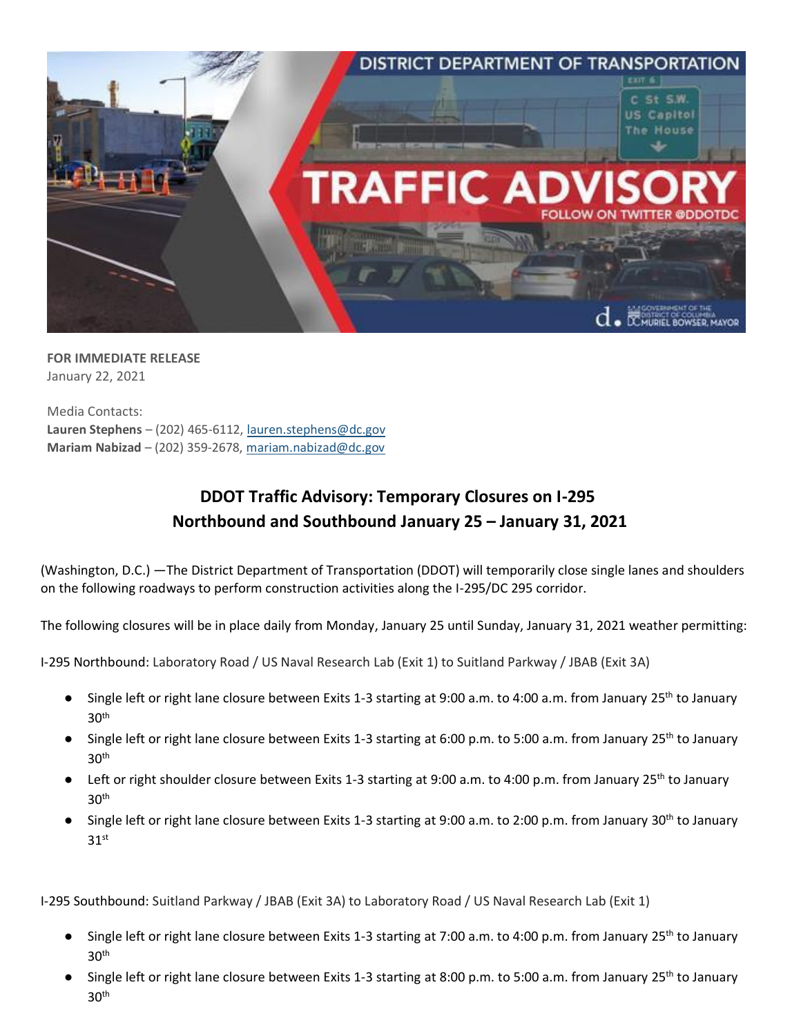**FOR IMMEDIATE RELEASE**
January 22, 2021

Media Contacts:
**Lauren Stephens** – (202) 465-6112, lauren.stephens@dc.gov
**Mariam Nabizad** – (202) 359-2678, mariam.nabizad@dc.gov

## DDOT Traffic Advisory: Temporary Closures on I-295 Northbound and Southbound January 25 – January 31, 2021

(Washington, D.C.) —The District Department of Transportation (DDOT) will temporarily close single lanes and shoulders on the following roadways to perform construction activities along the I-295/DC 295 corridor.

The following closures will be in place daily from Monday, January 25 until Sunday, January 31, 2021 weather permitting:

I-295 Northbound: Laboratory Road / US Naval Research Lab (Exit 1) to Suitland Parkway / JBAB (Exit 3A)

- Single left or right lane closure between Exits 1-3 starting at 9:00 a.m. to 4:00 a.m. from January 25th to January 30th
- Single left or right lane closure between Exits 1-3 starting at 6:00 p.m. to 5:00 a.m. from January 25th to January 30th
- Left or right shoulder closure between Exits 1-3 starting at 9:00 a.m. to 4:00 p.m. from January 25th to January 30th
- Single left or right lane closure between Exits 1-3 starting at 9:00 a.m. to 2:00 p.m. from January 30th to January 31st

I-295 Southbound: Suitland Parkway / JBAB (Exit 3A) to Laboratory Road / US Naval Research Lab (Exit 1)

- Single left or right lane closure between Exits 1-3 starting at 7:00 a.m. to 4:00 p.m. from January 25th to January 30th
- Single left or right lane closure between Exits 1-3 starting at 8:00 p.m. to 5:00 a.m. from January 25th to January 30th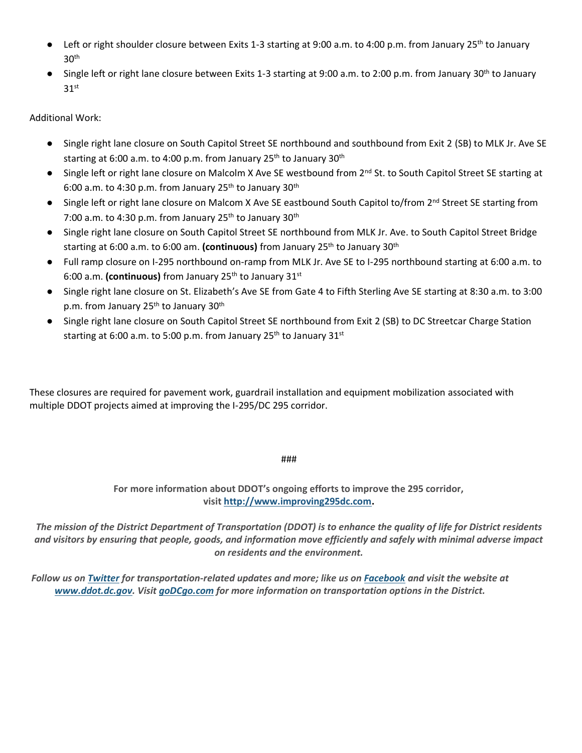- Left or right shoulder closure between Exits 1-3 starting at 9:00 a.m. to 4:00 p.m. from January 25th to January 30th
- Single left or right lane closure between Exits 1-3 starting at 9:00 a.m. to 2:00 p.m. from January 30th to January 31st

Additional Work:

- Single right lane closure on South Capitol Street SE northbound and southbound from Exit 2 (SB) to MLK Jr. Ave SE starting at 6:00 a.m. to 4:00 p.m. from January 25th to January 30th
- Single left or right lane closure on Malcolm X Ave SE westbound from 2nd St. to South Capitol Street SE starting at 6:00 a.m. to 4:30 p.m. from January 25th to January 30th
- Single left or right lane closure on Malcom X Ave SE eastbound South Capitol to/from 2nd Street SE starting from 7:00 a.m. to 4:30 p.m. from January 25th to January 30th
- Single right lane closure on South Capitol Street SE northbound from MLK Jr. Ave. to South Capitol Street Bridge starting at 6:00 a.m. to 6:00 am. **(continuous)** from January 25th to January 30th
- Full ramp closure on I-295 northbound on-ramp from MLK Jr. Ave SE to I-295 northbound starting at 6:00 a.m. to 6:00 a.m. **(continuous)** from January 25th to January 31st
- Single right lane closure on St. Elizabeth's Ave SE from Gate 4 to Fifth Sterling Ave SE starting at 8:30 a.m. to 3:00 p.m. from January 25th to January 30th
- Single right lane closure on South Capitol Street SE northbound from Exit 2 (SB) to DC Streetcar Charge Station starting at 6:00 a.m. to 5:00 p.m. from January 25th to January 31st

These closures are required for pavement work, guardrail installation and equipment mobilization associated with multiple DDOT projects aimed at improving the I-295/DC 295 corridor.

###

**For more information about DDOT's ongoing efforts to improve the 295 corridor, visit [http://www.improving295dc.com](http://www.improving295dc.com).**

***The mission of the District Department of Transportation (DDOT) is to enhance the quality of life for District residents and visitors by ensuring that people, goods, and information move efficiently and safely with minimal adverse impact on residents and the environment.***

***Follow us on [Twitter](Twitter) for transportation-related updates and more; like us on [Facebook](Facebook) and visit the website at [www.ddot.dc.gov](www.ddot.dc.gov). Visit [goDCgo.com](goDCgo.com) for more information on transportation options in the District.***